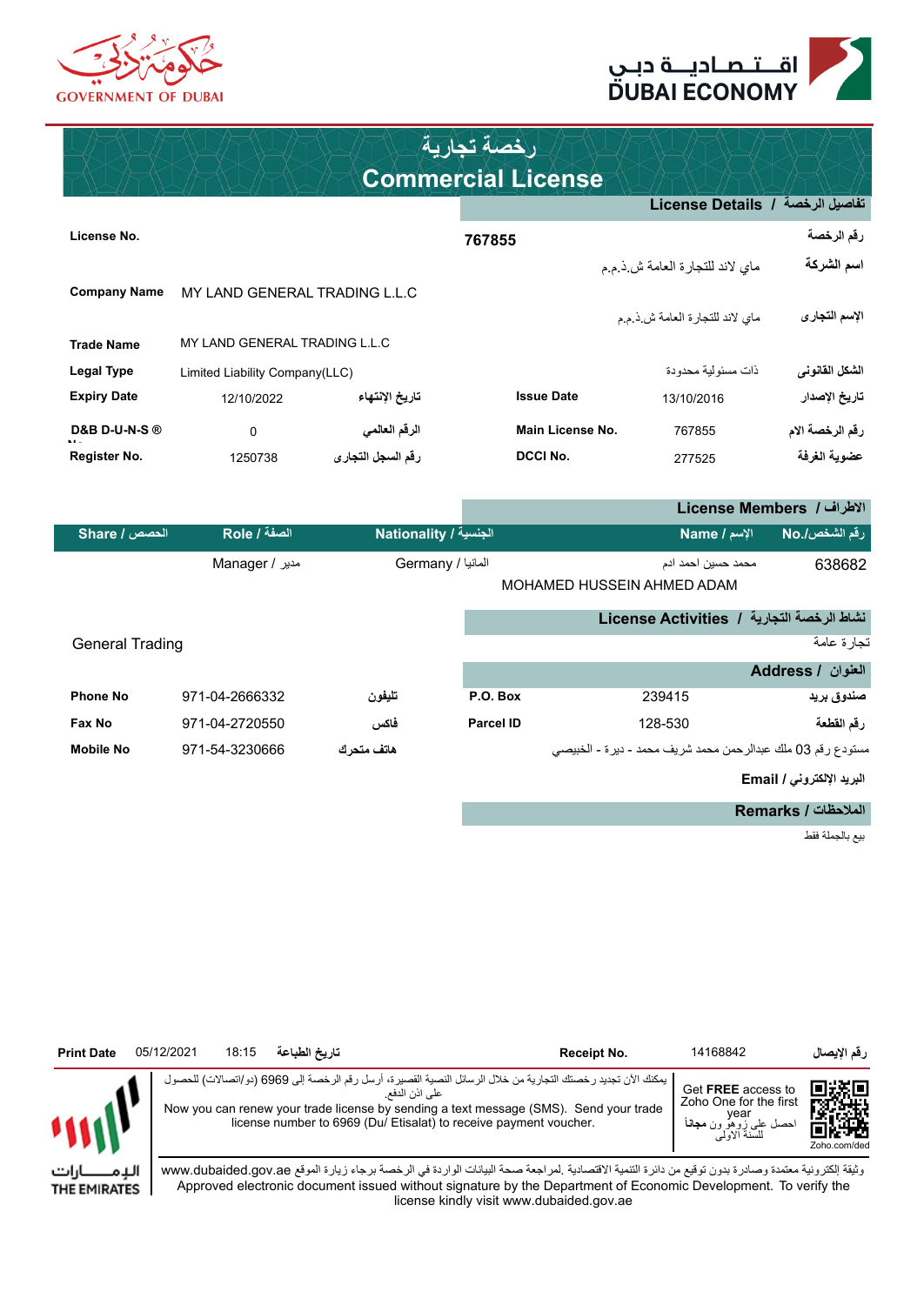حكومة دبي
GOVERNMENT OF DUBAI

اقتصادية دبي
DUBAI ECONOMY

# رخصة تجارية
# Commercial License

## License Details / تفاصيل الرخصة

| | | | | |
|---|---|---|---|---|
| **License No.** | | 767855 | | **رقم الرخصة** |
| **Company Name** | MY LAND GENERAL TRADING L.L.C | | ماي لاند للتجارة العامة ش.ذ.م.م | **اسم الشركة** |
| **Trade Name** | MY LAND GENERAL TRADING L.L.C | | ماي لاند للتجارة العامة ش.ذ.م.م | **الإسم التجارى** |
| **Legal Type** | Limited Liability Company(LLC) | | ذات مسئولية محدودة | **الشكل القانونى** |

| | | | | | |
|---|---|---|---|---|---|
| **Expiry Date** | 12/10/2022 | **تاريخ الإنتهاء** | **Issue Date** | 13/10/2016 | **تاريخ الإصدار** |
| **D&B D-U-N-S ®** | 0 | **الرقم العالمي** | **Main License No.** | 767855 | **رقم الرخصة الام** |
| **Register No.** | 1250738 | **رقم السجل التجارى** | **DCCI No.** | 277525 | **عضوية الغرفة** |

## License Members / الاطراف

| Share / الحصص | Role / الصفة | Nationality / الجنسية | Name / الإسم | No./رقم الشخص |
|---|---|---|---|---|
| | Manager / مدير | Germany / المانيا | محمد حسين احمد ادم<br>MOHAMED HUSSEIN AHMED ADAM | 638682 |

## License Activities / نشاط الرخصة التجارية

General Trading — تجارة عامة

## Address / العنوان

| | | | | | |
|---|---|---|---|---|---|
| **Phone No** | 971-04-2666332 | **تليفون** | **P.O. Box** | 239415 | **صندوق بريد** |
| **Fax No** | 971-04-2720550 | **فاكس** | **Parcel ID** | 128-530 | **رقم القطعة** |
| **Mobile No** | 971-54-3230666 | **هاتف متحرك** | | | مستودع رقم 03 ملك عبدالرحمن محمد شريف محمد - ديرة - الخبيصي |

**Email / البريد الإلكتروني**

## Remarks / الملاحظات

بيع بالجملة فقط

| | | | | | |
|---|---|---|---|---|---|
| **Print Date** | 05/12/2021 18:15 | **تاريخ الطباعة** | **Receipt No.** | 14168842 | **رقم الإيصال** |

يمكنك الآن تجديد رخصتك التجارية من خلال الرسائل النصية القصيرة، أرسل رقم الرخصة إلى 6969 (دو/اتصالات) للحصول على اذن الدفع.

Now you can renew your trade license by sending a text message (SMS). Send your trade license number to 6969 (Du/ Etisalat) to receive payment voucher.

Get **FREE** access to Zoho One for the first year
احصل على زوهو ون **مجاناً** للسنة الأولى
Zoho.com/ded

الإمارات
THE EMIRATES

وثيقة إلكترونية معتمدة وصادرة بدون توقيع من دائرة التنمية الاقتصادية .لمراجعة صحة البيانات الواردة في الرخصة برجاء زيارة الموقع www.dubaided.gov.ae

Approved electronic document issued without signature by the Department of Economic Development. To verify the license kindly visit www.dubaided.gov.ae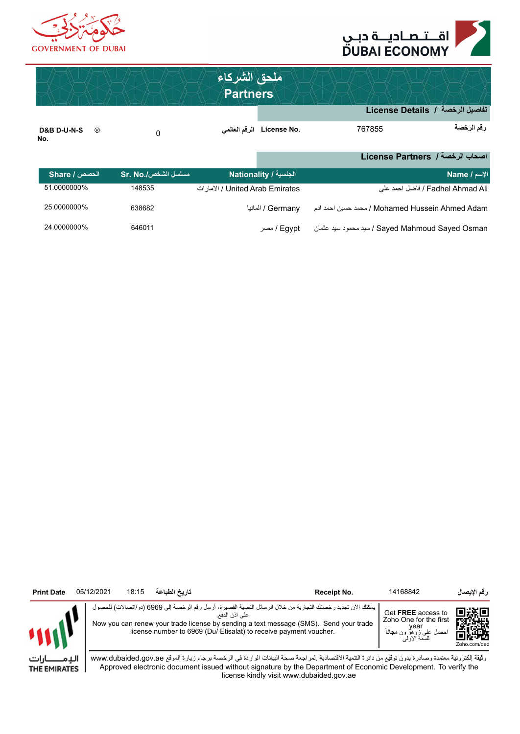# ملحق الشركاء
# Partners

## License Details / تفاصيل الرخصة

| D&B D-U-N-S ® No. | 0 | الرقم العالمي License No. | 767855 | رقم الرخصة |
|---|---|---|---|---|

## License Partners / اصحاب الرخصة

| Share / الحصص | Sr. No./مسلسل الشخص | Nationality / الجنسية | Name / الإسم |
|---|---|---|---|
| 51.0000000% | 148535 | الامارات / United Arab Emirates | فاضل احمد على / Fadhel Ahmad Ali |
| 25.0000000% | 638682 | المانيا / Germany | محمد حسين احمد ادم / Mohamed Hussein Ahmed Adam |
| 24.0000000% | 646011 | مصر / Egypt | سيد محمود سيد عثمان / Sayed Mahmoud Sayed Osman |

Print Date 05/12/2021 18:15 تاريخ الطباعة

Receipt No. 14168842 رقم الإيصال

يمكنك الآن تجديد رخصتك التجارية من خلال الرسائل النصية القصيرة، أرسل رقم الرخصة إلى 6969 (دو/اتصالات) للحصول على اذن الدفع.

Now you can renew your trade license by sending a text message (SMS). Send your trade license number to 6969 (Du/ Etisalat) to receive payment voucher.

Get **FREE** access to Zoho One for the first year

احصل على زوهو ون **مجاناً** للسنة الأولى

Zoho.com/ded

وثيقة إلكترونية معتمدة وصادرة بدون توقيع من دائرة التنمية الاقتصادية .لمراجعة صحة البيانات الواردة في الرخصة برجاء زيارة الموقع www.dubaided.gov.ae

Approved electronic document issued without signature by the Department of Economic Development. To verify the license kindly visit www.dubaided.gov.ae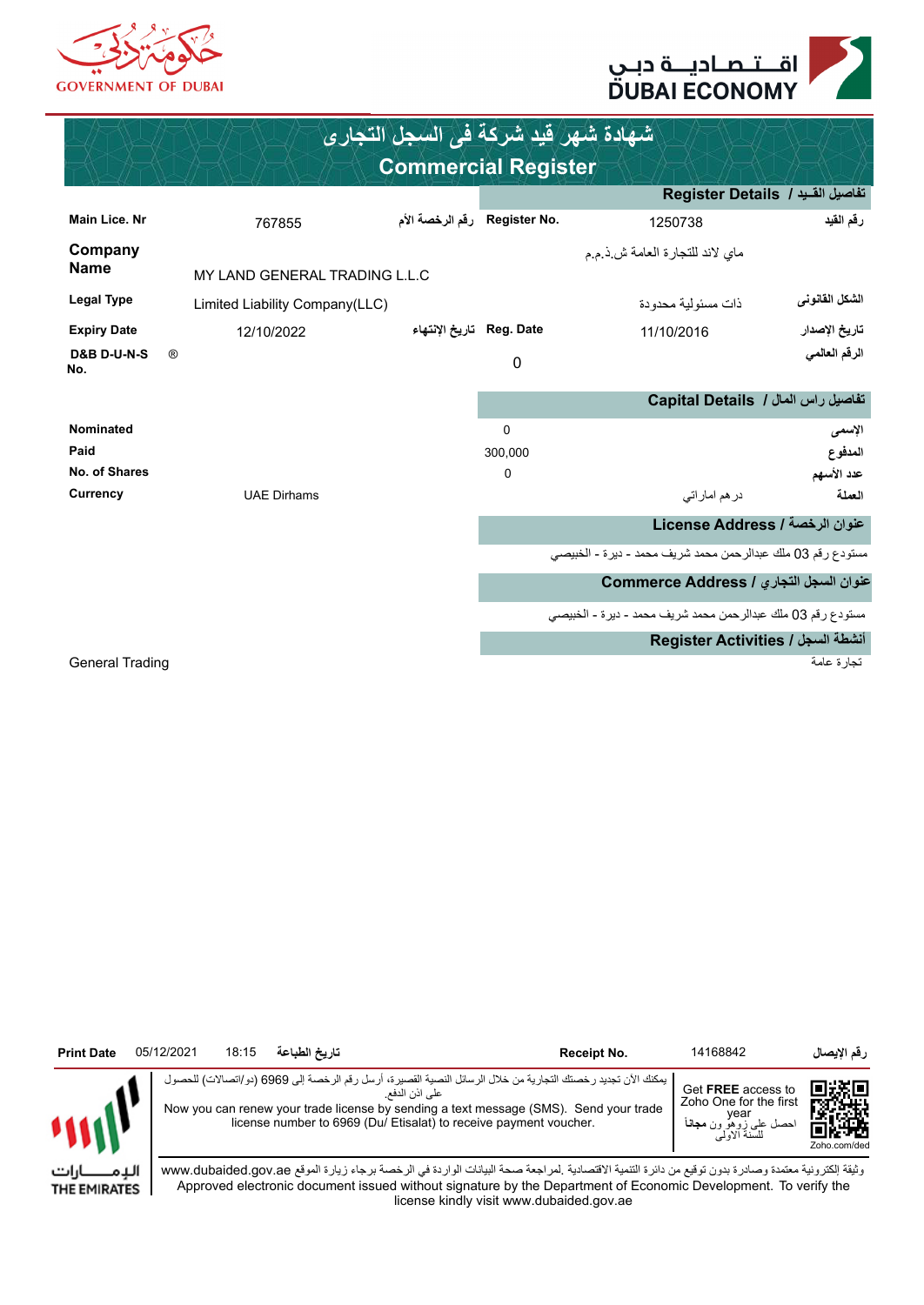GOVERNMENT OF DUBAI

اقتصادية دبي
DUBAI ECONOMY

# شهادة شهر قيد شركة في السجل التجاري
# Commercial Register

## Register Details / تفاصيل القيد

| | | | | | |
|---|---|---|---|---|---|
| **Main Lice. Nr** | 767855 | رقم الرخصة الأم | **Register No.** | 1250738 | رقم القيد |
| **Company Name** | MY LAND GENERAL TRADING L.L.C | | | ماي لاند للتجارة العامة ش.ذ.م.م | |
| **Legal Type** | Limited Liability Company(LLC) | | | ذات مسئولية محدودة | الشكل القانونى |
| **Expiry Date** | 12/10/2022 | تاريخ الإنتهاء | **Reg. Date** | 11/10/2016 | تاريخ الإصدار |
| **D&B D-U-N-S ® No.** | | | | 0 | الرقم العالمي |

## Capital Details / تفاصيل راس المال

| | | | |
|---|---|---|---|
| **Nominated** | | 0 | الإسمى |
| **Paid** | | 300,000 | المدفوع |
| **No. of Shares** | | 0 | عدد الأسهم |
| **Currency** | UAE Dirhams | درهم اماراتي | العملة |

## License Address / عنوان الرخصة

مستودع رقم 03 ملك عبدالرحمن محمد شريف محمد - ديرة - الخبيصي

## Commerce Address / عنوان السجل التجاري

مستودع رقم 03 ملك عبدالرحمن محمد شريف محمد - ديرة - الخبيصي

## Register Activities / أنشطة السجل

General Trading — تجارة عامة

**Print Date** 05/12/2021 18:15 **تاريخ الطباعة** **Receipt No.** 14168842 **رقم الإيصال**

يمكنك الآن تجديد رخصتك التجارية من خلال الرسائل النصية القصيرة، أرسل رقم الرخصة إلى 6969 (دو/اتصالات) للحصول على اذن الدفع.

Now you can renew your trade license by sending a text message (SMS). Send your trade license number to 6969 (Du/ Etisalat) to receive payment voucher.

Get **FREE** access to Zoho One for the first year
احصل على زوهو ون **مجاناً** للسنة الأولى
Zoho.com/ded

الإمارات
THE EMIRATES

وثيقة إلكترونية معتمدة وصادرة بدون توقيع من دائرة التنمية الاقتصادية .لمراجعة صحة البيانات الواردة في الرخصة برجاء زيارة الموقع www.dubaided.gov.ae

Approved electronic document issued without signature by the Department of Economic Development. To verify the license kindly visit www.dubaided.gov.ae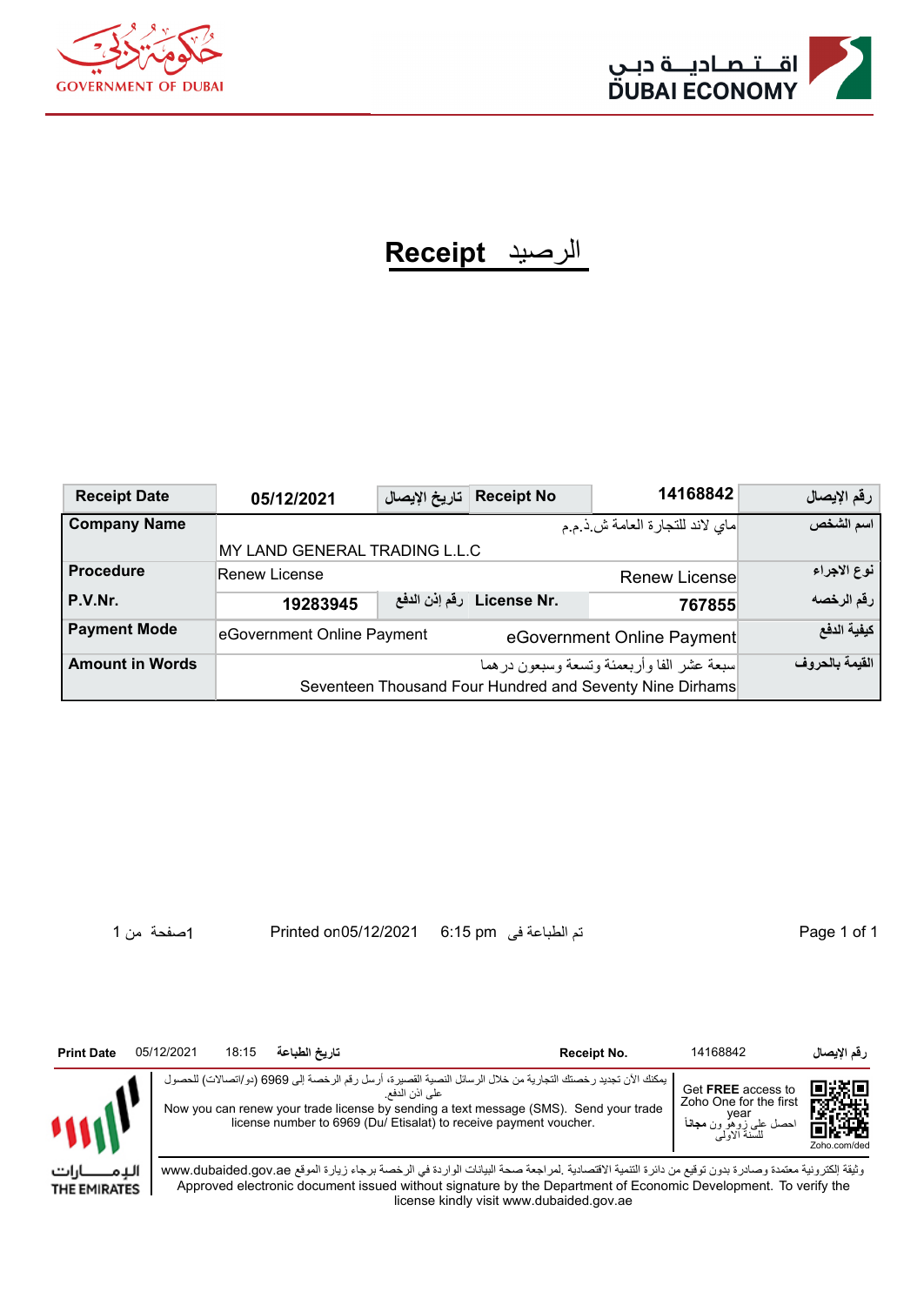GOVERNMENT OF DUBAI

اقتصادية دبي
DUBAI ECONOMY

# Receipt الرصيد

| | | | | | |
|---|---|---|---|---|---|
| **Receipt Date** | 05/12/2021 | تاريخ الإيصال | **Receipt No** | 14168842 | رقم الإيصال |
| **Company Name** | ماي لاند للتجارة العامة ش.ذ.م.م<br>MY LAND GENERAL TRADING L.L.C | | | | اسم الشخص |
| **Procedure** | Renew License | | | Renew License | نوع الاجراء |
| **P.V.Nr.** | 19283945 | رقم إذن الدفع | **License Nr.** | 767855 | رقم الرخصه |
| **Payment Mode** | eGovernment Online Payment | | | eGovernment Online Payment | كيفية الدفع |
| **Amount in Words** | سبعة عشر الفا وأربعمئة وتسعة وسبعون درهما<br>Seventeen Thousand Four Hundred and Seventy Nine Dirhams | | | | القيمة بالحروف |

1صفحة من 1 Printed on05/12/2021 6:15 pm تم الطباعة في

| | | | | | |
|---|---|---|---|---|---|
| **Print Date** | 05/12/2021 18:15 | تاريخ الطباعة | **Receipt No.** | 14168842 | رقم الإيصال |

يمكنك الآن تجديد رخصتك التجارية من خلال الرسائل النصية القصيرة، أرسل رقم الرخصة إلى 6969 (دو/اتصالات) للحصول على اذن الدفع.

Now you can renew your trade license by sending a text message (SMS). Send your trade license number to 6969 (Du/ Etisalat) to receive payment voucher.

Get **FREE** access to Zoho One for the first year
احصل على زوهو ون **مجاناً** للسنة الأولى
Zoho.com/ded

الإمارات
THE EMIRATES

وثيقة إلكترونية معتمدة وصادرة بدون توقيع من دائرة التنمية الاقتصادية .لمراجعة صحة البيانات الواردة في الرخصة برجاء زيارة الموقع www.dubaided.gov.ae

Approved electronic document issued without signature by the Department of Economic Development. To verify the license kindly visit www.dubaided.gov.ae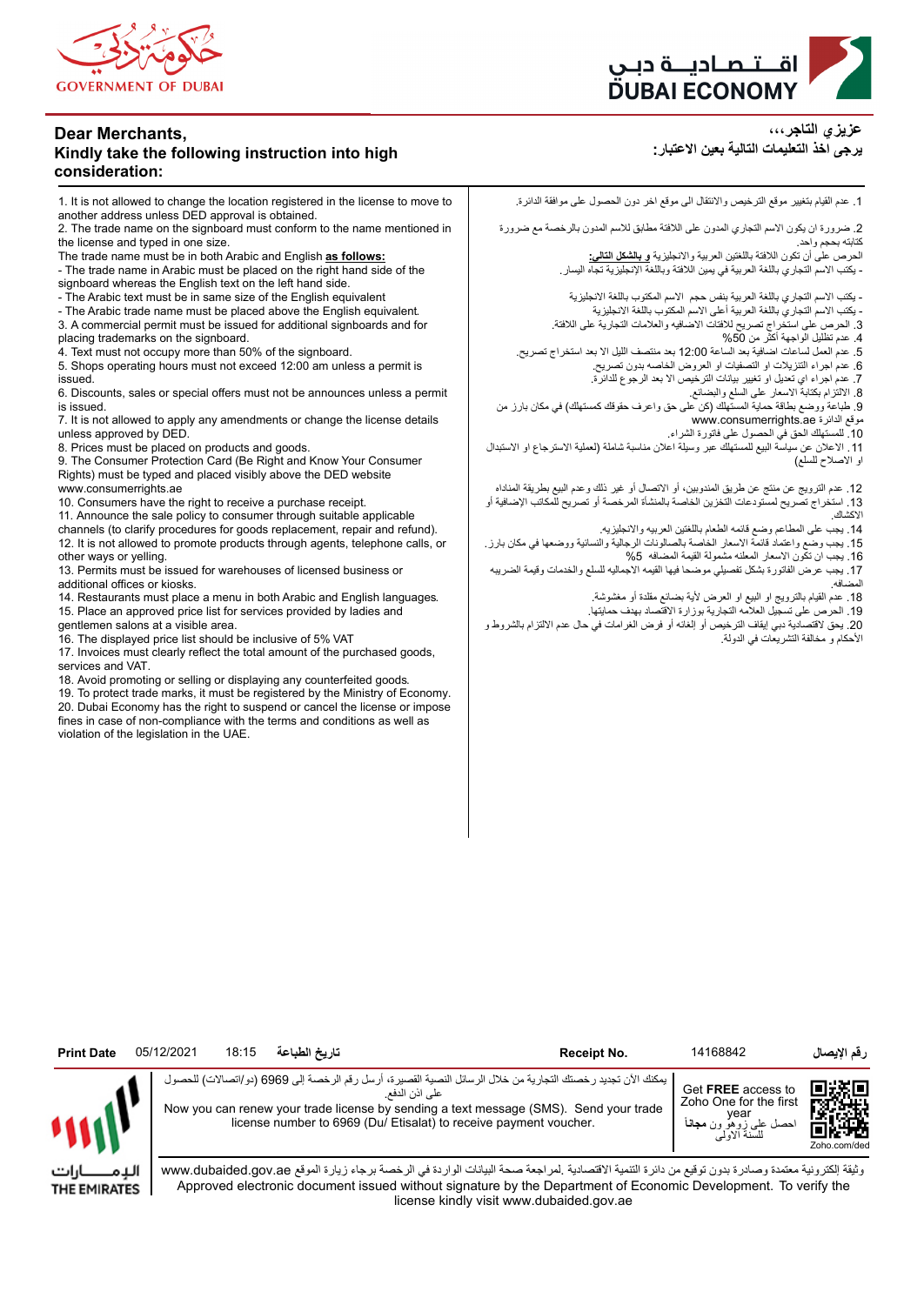# Dear Merchants,

## Kindly take the following instruction into high consideration:

1. It is not allowed to change the location registered in the license to move to another address unless DED approval is obtained.
2. The trade name on the signboard must conform to the name mentioned in the license and typed in one size.

The trade name must be in both Arabic and English **as follows:**

- The trade name in Arabic must be placed on the right hand side of the signboard whereas the English text on the left hand side.
- The Arabic text must be in same size of the English equivalent
- The Arabic trade name must be placed above the English equivalent.

3. A commercial permit must be issued for additional signboards and for placing trademarks on the signboard.
4. Text must not occupy more than 50% of the signboard.
5. Shops operating hours must not exceed 12:00 am unless a permit is issued.
6. Discounts, sales or special offers must not be announces unless a permit is issued.
7. It is not allowed to apply any amendments or change the license details unless approved by DED.
8. Prices must be placed on products and goods.
9. The Consumer Protection Card (Be Right and Know Your Consumer Rights) must be typed and placed visibly above the DED website www.consumerrights.ae
10. Consumers have the right to receive a purchase receipt.
11. Announce the sale policy to consumer through suitable applicable channels (to clarify procedures for goods replacement, repair and refund).
12. It is not allowed to promote products through agents, telephone calls, or other ways or yelling.
13. Permits must be issued for warehouses of licensed business or additional offices or kiosks.
14. Restaurants must place a menu in both Arabic and English languages.
15. Place an approved price list for services provided by ladies and gentlemen salons at a visible area.
16. The displayed price list should be inclusive of 5% VAT
17. Invoices must clearly reflect the total amount of the purchased goods, services and VAT.
18. Avoid promoting or selling or displaying any counterfeited goods.
19. To protect trade marks, it must be registered by the Ministry of Economy.
20. Dubai Economy has the right to suspend or cancel the license or impose fines in case of non-compliance with the terms and conditions as well as violation of the legislation in the UAE.

# عزيزي التاجر،،،

## يرجى اخذ التعليمات التالية بعين الاعتبار:

1. عدم القيام بتغيير موقع الترخيص والانتقال الى موقع اخر دون الحصول على موافقة الدائرة.
2. ضرورة ان يكون الاسم التجاري المدون على اللافتة مطابق للاسم المدون بالرخصة مع ضرورة كتابته بحجم واحد.

الحرص على أن تكون اللافتة باللغتين العربية والانجليزية **و بالشكل التالي:**

- يكتب الاسم التجاري باللغة العربية في يمين اللافتة وباللغة الإنجليزية تجاه اليسار.
- يكتب الاسم التجاري باللغة العربية بنفس حجم الاسم المكتوب باللغة الانجليزية
- يكتب الاسم التجاري باللغة العربية أعلى الاسم المكتوب باللغة الانجليزية

3. الحرص على استخراج تصريح للافتات الاضافية والعلامات التجارية على اللافتة.
4. عدم تظليل الواجهة أكثر من 50%
5. عدم العمل لساعات اضافية بعد الساعة 12:00 بعد منتصف الليل الا بعد استخراج تصريح.
6. عدم اجراء التنزيلات او التصفيات او العروض الخاصه بدون تصريح.
7. عدم اجراء اي تعديل او تغيير بيانات الترخيص الا بعد الرجوع للدائرة.
8. الالتزام بكتابة الاسعار على السلع والبضائع.
9. طباعة ووضع بطاقة حماية المستهلك (كن على حق واعرف حقوقك كمستهلك) في مكان بارز من موقع الدائرة www.consumerrights.ae
10. للمستهلك الحق في الحصول على فاتورة الشراء.
11. الاعلان عن سياسة البيع للمستهلك عبر وسيلة اعلان مناسبة شاملة (لعملية الاسترجاع او الاستبدال او الاصلاح للسلع)
12. عدم الترويج عن منتج عن طريق المندوبين، أو الاتصال أو غير ذلك وعدم البيع بطريقة المناداه
13. استخراج تصريح لمستودعات التخزين الخاصة بالمنشأة المرخصة أو تصريح للمكاتب الإضافية أو الاكشاك.
14. يجب على المطاعم وضع قائمه الطعام باللغتين العربيه والانجليزيه.
15. يجب وضع واعتماد قائمة الاسعار الخاصة بالصالونات الرجالية والنسائية ووضعها في مكان بارز.
16. يجب ان تكون الاسعار المعلنه مشمولة القيمة المضافه 5%
17. يجب عرض الفاتورة بشكل تفصيلي موضحا فيها القيمه الاجماليه للسلع والخدمات وقيمة الضريبه المضافه.
18. عدم القيام بالترويج او البيع او العرض لأية بضائع مقلدة أو مغشوشة.
19. الحرص على تسجيل العلامه التجارية بوزارة الاقتصاد بهدف حمايتها.
20. يحق لاقتصادية دبي إيقاف الترخيص أو إلغاءه أو فرض الغرامات في حال عدم الالتزام بالشروط و الأحكام و مخالفة التشريعات في الدولة.

**Print Date** 05/12/2021 18:15 **تاريخ الطباعة** **Receipt No.** 14168842 **رقم الإيصال**

يمكنك الآن تجديد رخصتك التجارية من خلال الرسائل النصية القصيرة، أرسل رقم الرخصة إلى 6969 (دو/اتصالات) للحصول على اذن الدفع.

Now you can renew your trade license by sending a text message (SMS). Send your trade license number to 6969 (Du/ Etisalat) to receive payment voucher.

Get **FREE** access to Zoho One for the first year

احصل على زوهو ون **مجانا** للسنة الأولى

Zoho.com/ded

وثيقة إلكترونية معتمدة وصادرة بدون توقيع من دائرة التنمية الاقتصادية. لمراجعة صحة البيانات الواردة في الرخصة يرجاء زيارة الموقع www.dubaided.gov.ae

Approved electronic document issued without signature by the Department of Economic Development. To verify the license kindly visit www.dubaided.gov.ae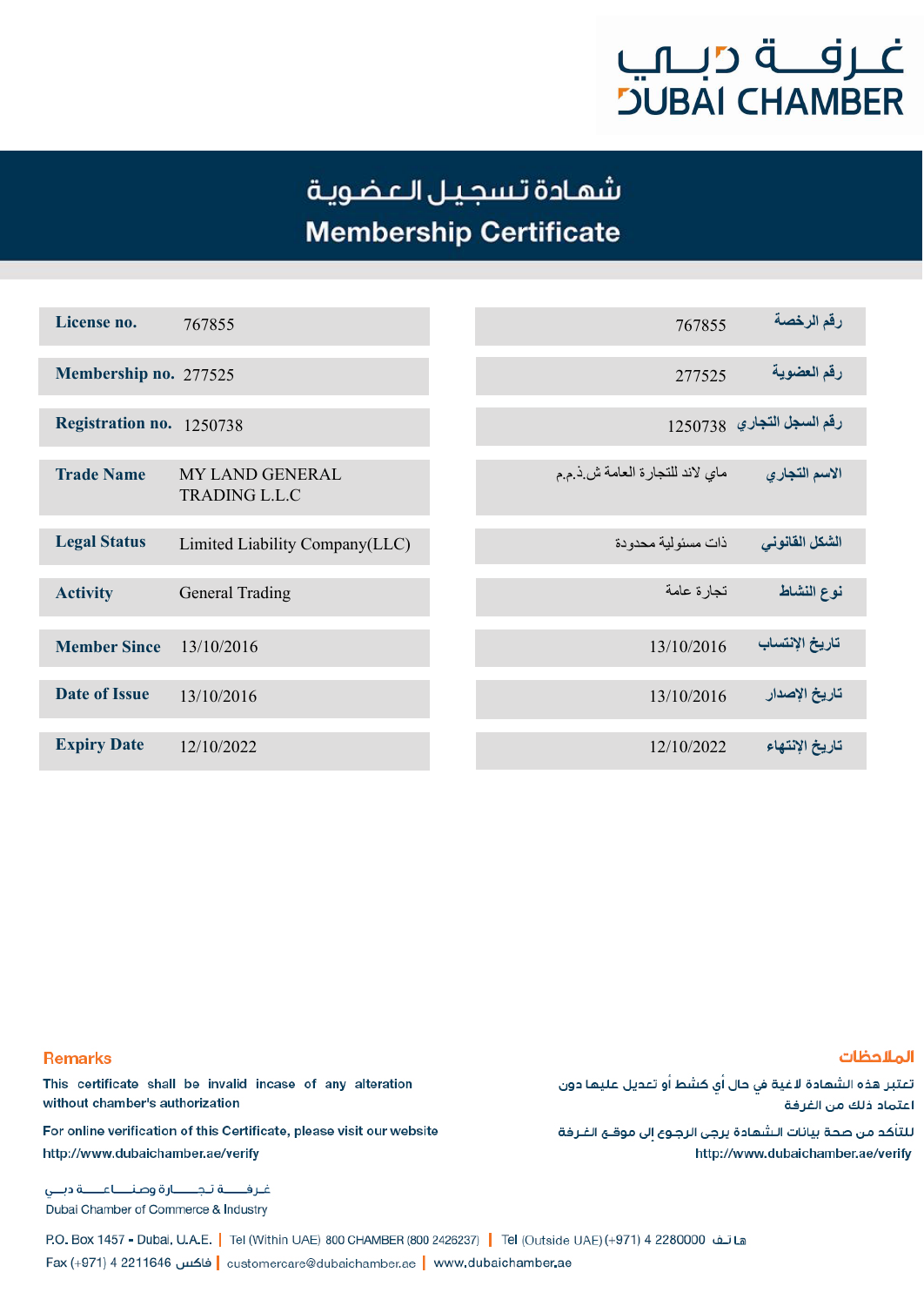غرفة دبي
DUBAI CHAMBER

# شهادة تسجيل العضوية
# Membership Certificate

| | | | |
|---|---|---|---|
| **License no.** | 767855 | 767855 | **رقم الرخصة** |
| **Membership no.** | 277525 | 277525 | **رقم العضوية** |
| **Registration no.** | 1250738 | 1250738 | **رقم السجل التجاري** |
| **Trade Name** | MY LAND GENERAL TRADING L.L.C | ماي لاند للتجارة العامة ش.ذ.م.م | **الاسم التجاري** |
| **Legal Status** | Limited Liability Company(LLC) | ذات مسئولية محدودة | **الشكل القانوني** |
| **Activity** | General Trading | تجارة عامة | **نوع النشاط** |
| **Member Since** | 13/10/2016 | 13/10/2016 | **تاريخ الإنتساب** |
| **Date of Issue** | 13/10/2016 | 13/10/2016 | **تاريخ الإصدار** |
| **Expiry Date** | 12/10/2022 | 12/10/2022 | **تاريخ الإنتهاء** |

**Remarks**

This certificate shall be invalid incase of any alteration without chamber's authorization

For online verification of this Certificate, please visit our website http://www.dubaichamber.ae/verify

**الملاحظات**

تعتبر هذه الشهادة لاغية في حال أي كشط أو تعديل عليها دون اعتماد ذلك من الغرفة

للتأكد من صحة بيانات الشهادة يرجى الرجوع إلى موقع الغرفة http://www.dubaichamber.ae/verify

غرفة تجارة وصناعة دبي
Dubai Chamber of Commerce & Industry

P.O. Box 1457 - Dubai, U.A.E. | Tel (Within UAE) 800 CHAMBER (800 2426237) | Tel (Outside UAE) (+971) 4 2280000 هاتف
Fax (+971) 4 2211646 فاكس | customercare@dubaichamber.ae | www.dubaichamber.ae